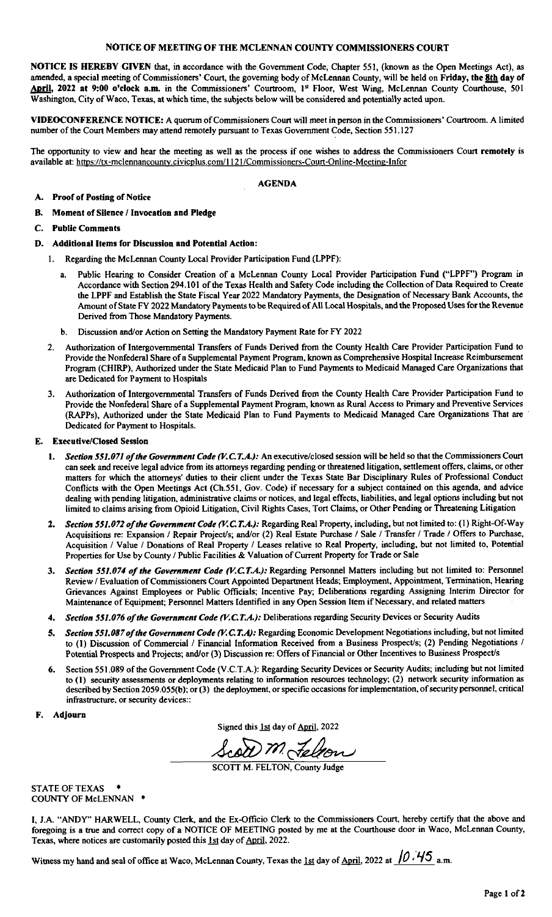# NOTICE OF MEETING OF THE MCLENNAN COUNTY COMMISSIONERS COURT

**NOTICE IS HEREBY GIVEN** that, in accordance with the Government Code, Chapter 551, (known as the Open Meetings Act), as amended, a special meeting of Commissioners' Court, the governing body of McLennan County, will be held on **Friday, the 8th day of April, 2022 at 9:00 o'clock a.m.** in the Commissioners' Courtroom, 1st Floor, West Wing, McLennan County Courthouse, 501 Washington, City of Waco, Texas, at which time, the subjects below will be considered and potentially acted upon.

**VIDEOCONFERENCE NOTICE:** A quorum of Commissioners Court will meet in person in the Commissioners' Courtroom. A limited number of the Court Members may attend remotely pursuant to Texas Government Code, Section 551.127

The opportunity to view and hear the meeting as well as the process if one wishes to address the Commissioners Court **remotely** is available at: https://tx-mclennancounty.civicplus.com/1121/Commissioners-Court-Online-Meeting-Infor

## AGENDA

**A. Proof of Posting of Notice**

**B. Moment of Silence / Invocation and Pledge**

**C. Public Comments**

**D. Additional Items for Discussion and Potential Action:**

1. Regarding the McLennan County Local Provider Participation Fund (LPPF):
   a. Public Hearing to Consider Creation of a McLennan County Local Provider Participation Fund ("LPPF") Program in Accordance with Section 294.101 of the Texas Health and Safety Code including the Collection of Data Required to Create the LPPF and Establish the State Fiscal Year 2022 Mandatory Payments, the Designation of Necessary Bank Accounts, the Amount of State FY 2022 Mandatory Payments to be Required of All Local Hospitals, and the Proposed Uses for the Revenue Derived from Those Mandatory Payments.
   b. Discussion and/or Action on Setting the Mandatory Payment Rate for FY 2022
2. Authorization of Intergovernmental Transfers of Funds Derived from the County Health Care Provider Participation Fund to Provide the Nonfederal Share of a Supplemental Payment Program, known as Comprehensive Hospital Increase Reimbursement Program (CHIRP), Authorized under the State Medicaid Plan to Fund Payments to Medicaid Managed Care Organizations that are Dedicated for Payment to Hospitals
3. Authorization of Intergovernmental Transfers of Funds Derived from the County Health Care Provider Participation Fund to Provide the Nonfederal Share of a Supplemental Payment Program, known as Rural Access to Primary and Preventive Services (RAPPs), Authorized under the State Medicaid Plan to Fund Payments to Medicaid Managed Care Organizations That are Dedicated for Payment to Hospitals.

**E. Executive/Closed Session**

1. ***Section 551.071 of the Government Code (V.C.T.A.):*** An executive/closed session will be held so that the Commissioners Court can seek and receive legal advice from its attorneys regarding pending or threatened litigation, settlement offers, claims, or other matters for which the attorneys' duties to their client under the Texas State Bar Disciplinary Rules of Professional Conduct Conflicts with the Open Meetings Act (Ch.551, Gov. Code) if necessary for a subject contained on this agenda, and advice dealing with pending litigation, administrative claims or notices, and legal effects, liabilities, and legal options including but not limited to claims arising from Opioid Litigation, Civil Rights Cases, Tort Claims, or Other Pending or Threatening Litigation
2. ***Section 551.072 of the Government Code (V.C.T.A.):*** Regarding Real Property, including, but not limited to: (1) Right-Of-Way Acquisitions re: Expansion / Repair Project/s; and/or (2) Real Estate Purchase / Sale / Transfer / Trade / Offers to Purchase, Acquisition / Value / Donations of Real Property / Leases relative to Real Property, including, but not limited to, Potential Properties for Use by County / Public Facilities & Valuation of Current Property for Trade or Sale
3. ***Section 551.074 of the Government Code (V.C.T.A.):*** Regarding Personnel Matters including but not limited to: Personnel Review / Evaluation of Commissioners Court Appointed Department Heads; Employment, Appointment, Termination, Hearing Grievances Against Employees or Public Officials; Incentive Pay; Deliberations regarding Assigning Interim Director for Maintenance of Equipment; Personnel Matters Identified in any Open Session Item if Necessary, and related matters
4. ***Section 551.076 of the Government Code (V.C.T.A.):*** Deliberations regarding Security Devices or Security Audits
5. ***Section 551.087 of the Government Code (V.C.T.A):*** Regarding Economic Development Negotiations including, but not limited to (1) Discussion of Commercial / Financial Information Received from a Business Prospect/s; (2) Pending Negotiations / Potential Prospects and Projects; and/or (3) Discussion re: Offers of Financial or Other Incentives to Business Prospect/s
6. Section 551.089 of the Government Code (V.C.T.A.): Regarding Security Devices or Security Audits; including but not limited to (1) security assessments or deployments relating to information resources technology; (2) network security information as described by Section 2059.055(b); or (3) the deployment, or specific occasions for implementation, of security personnel, critical infrastructure, or security devices::

**F. Adjourn**

Signed this 1st day of April, 2022

Scott M. Felton

SCOTT M. FELTON, County Judge

STATE OF TEXAS *
COUNTY OF McLENNAN *

I, J.A. "ANDY" HARWELL, County Clerk, and the Ex-Officio Clerk to the Commissioners Court, hereby certify that the above and foregoing is a true and correct copy of a NOTICE OF MEETING posted by me at the Courthouse door in Waco, McLennan County, Texas, where notices are customarily posted this 1st day of April, 2022.

Witness my hand and seal of office at Waco, McLennan County, Texas the 1st day of April, 2022 at 10:45 a.m.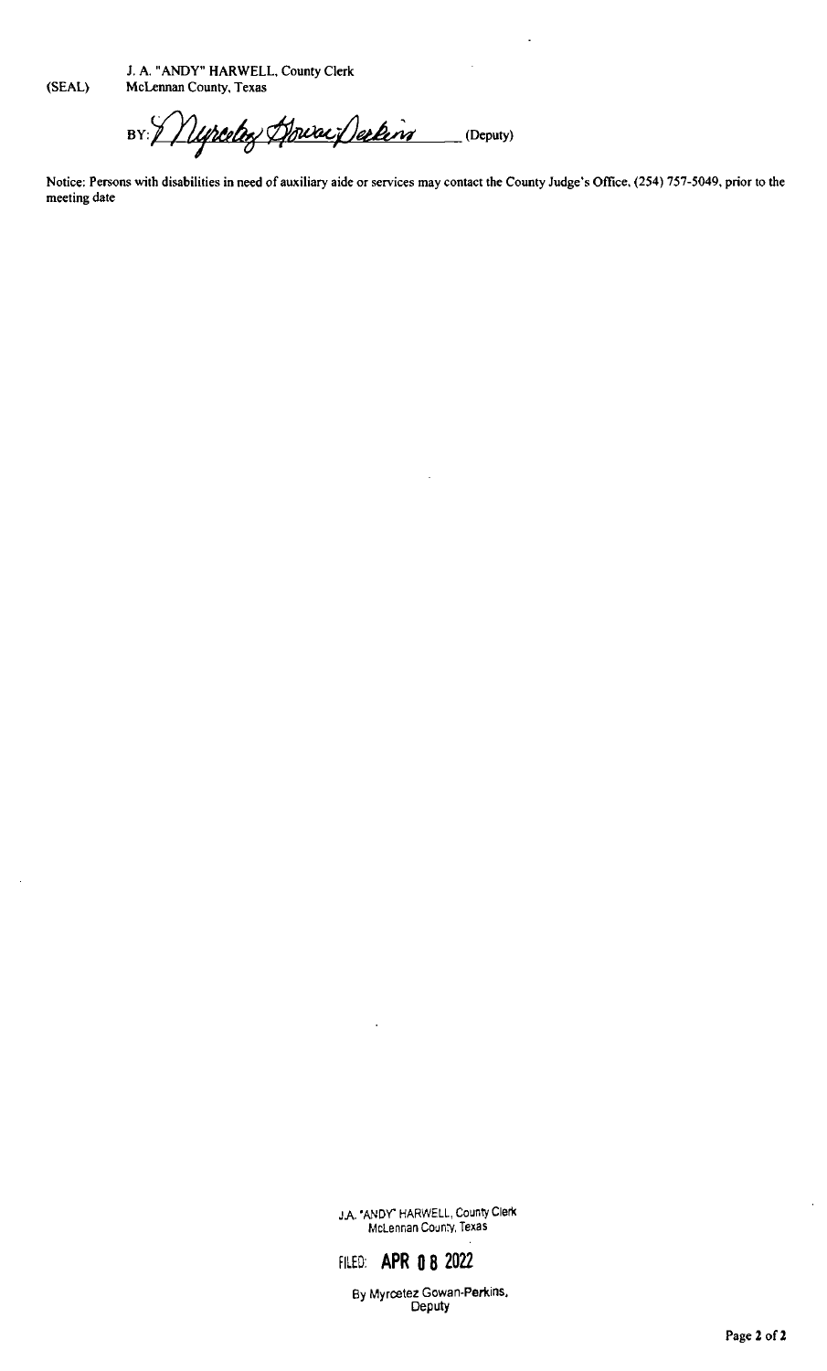J. A. "ANDY" HARWELL, County Clerk
McLennan County, Texas

(SEAL)

BY: Myrcetez Gowan-Perkins (Deputy)

Notice: Persons with disabilities in need of auxiliary aide or services may contact the County Judge's Office, (254) 757-5049, prior to the meeting date

J.A. "ANDY" HARWELL, County Clerk
McLennan County, Texas

FILED: **APR 08 2022**

By Myrcetez Gowan-Perkins,
Deputy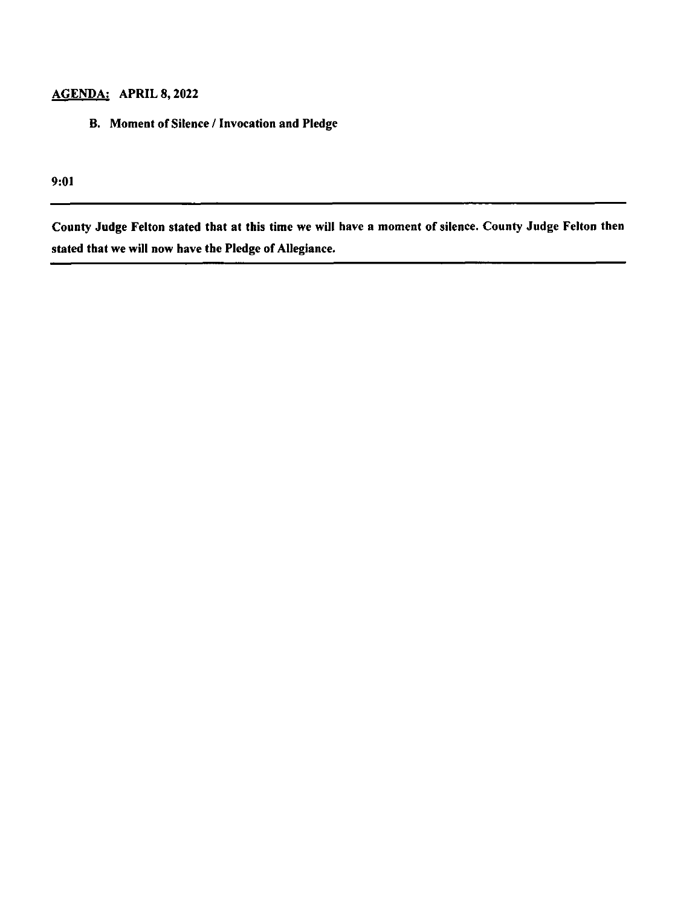**<u>AGENDA:</u> APRIL 8, 2022**

**B. Moment of Silence / Invocation and Pledge**

**9:01**

---

**County Judge Felton stated that at this time we will have a moment of silence. County Judge Felton then stated that we will now have the Pledge of Allegiance.**

---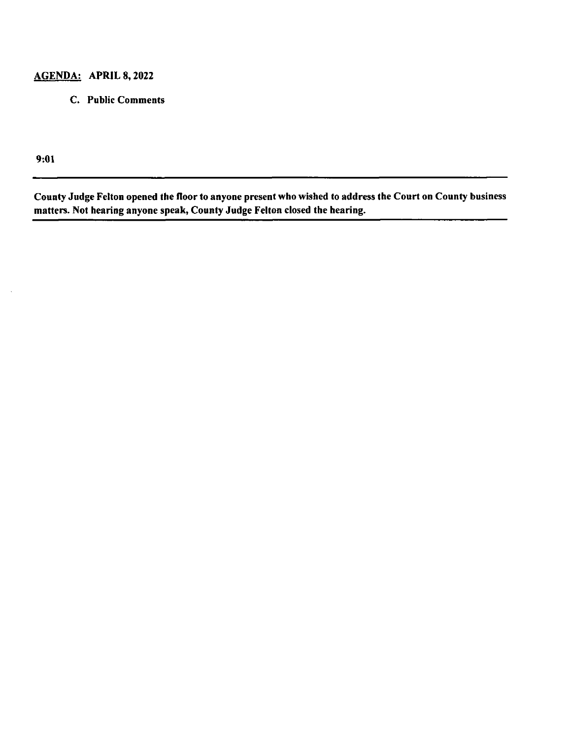**AGENDA: APRIL 8, 2022**

**C. Public Comments**

**9:01**

---

**County Judge Felton opened the floor to anyone present who wished to address the Court on County business matters. Not hearing anyone speak, County Judge Felton closed the hearing.**

---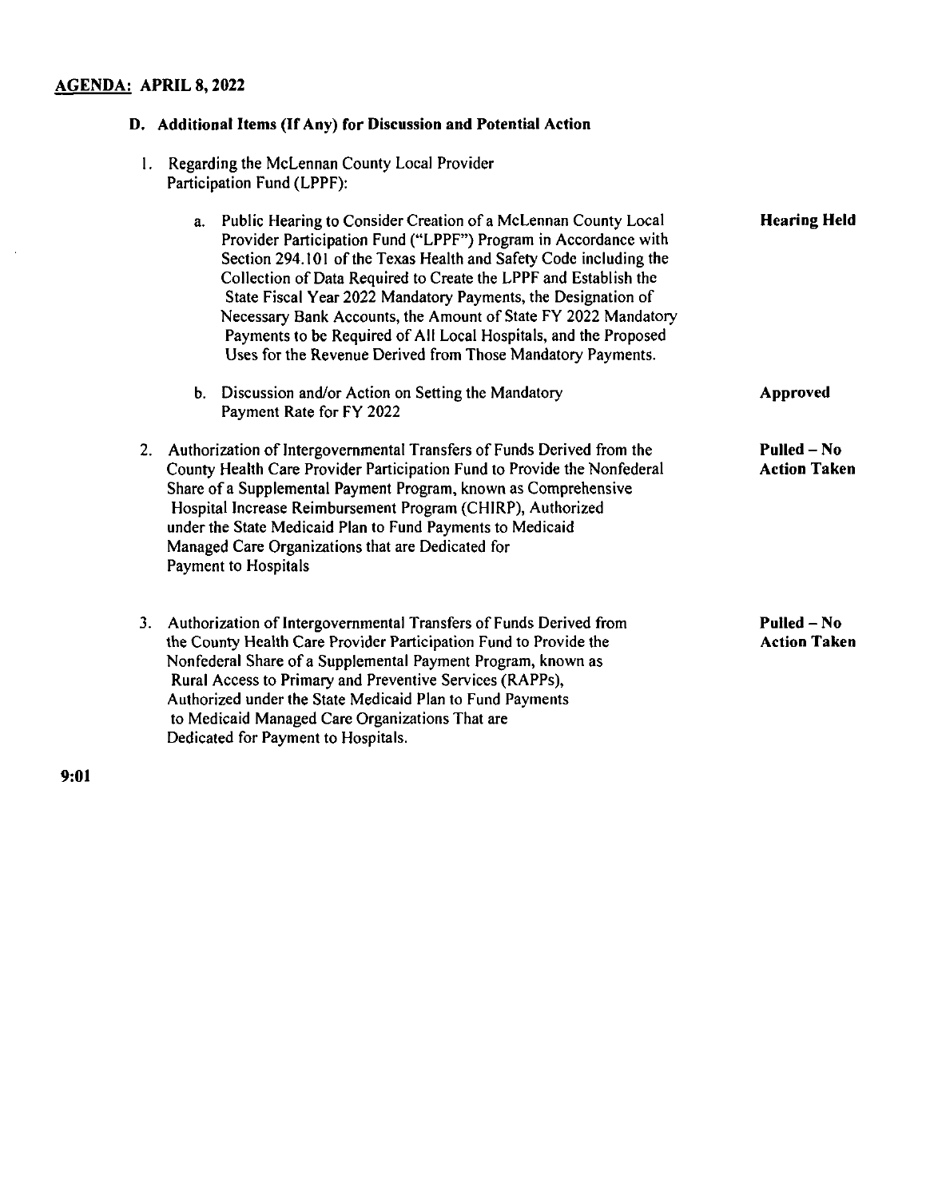## AGENDA: APRIL 8, 2022

### D. Additional Items (If Any) for Discussion and Potential Action

1. Regarding the McLennan County Local Provider Participation Fund (LPPF):

   a. Public Hearing to Consider Creation of a McLennan County Local Provider Participation Fund ("LPPF") Program in Accordance with Section 294.101 of the Texas Health and Safety Code including the Collection of Data Required to Create the LPPF and Establish the State Fiscal Year 2022 Mandatory Payments, the Designation of Necessary Bank Accounts, the Amount of State FY 2022 Mandatory Payments to be Required of All Local Hospitals, and the Proposed Uses for the Revenue Derived from Those Mandatory Payments. — **Hearing Held**

   b. Discussion and/or Action on Setting the Mandatory Payment Rate for FY 2022 — **Approved**

2. Authorization of Intergovernmental Transfers of Funds Derived from the County Health Care Provider Participation Fund to Provide the Nonfederal Share of a Supplemental Payment Program, known as Comprehensive Hospital Increase Reimbursement Program (CHIRP), Authorized under the State Medicaid Plan to Fund Payments to Medicaid Managed Care Organizations that are Dedicated for Payment to Hospitals — **Pulled – No Action Taken**

3. Authorization of Intergovernmental Transfers of Funds Derived from the County Health Care Provider Participation Fund to Provide the Nonfederal Share of a Supplemental Payment Program, known as Rural Access to Primary and Preventive Services (RAPPs), Authorized under the State Medicaid Plan to Fund Payments to Medicaid Managed Care Organizations That are Dedicated for Payment to Hospitals. — **Pulled – No Action Taken**

**9:01**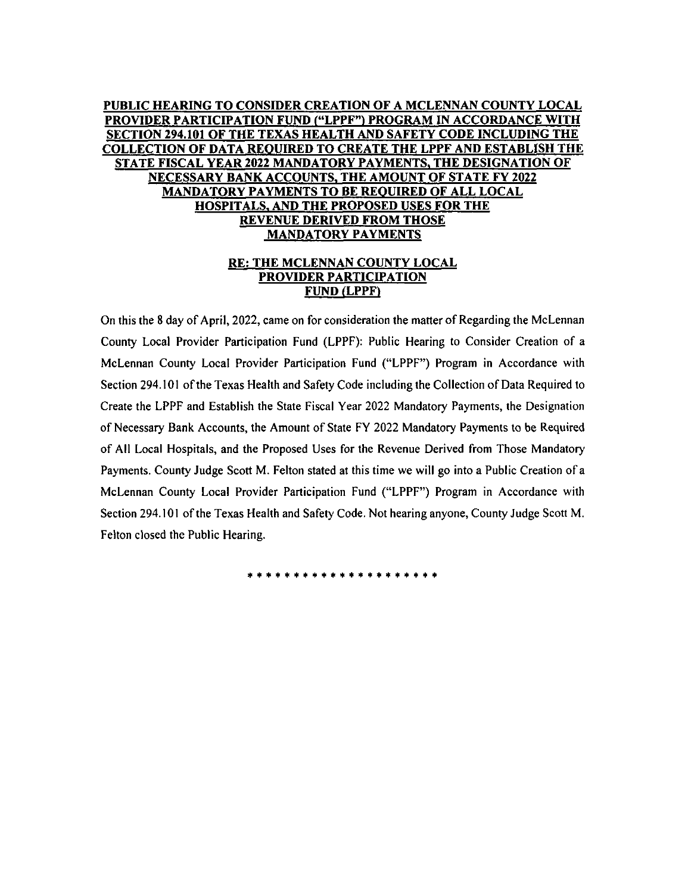**PUBLIC HEARING TO CONSIDER CREATION OF A MCLENNAN COUNTY LOCAL PROVIDER PARTICIPATION FUND ("LPPF") PROGRAM IN ACCORDANCE WITH SECTION 294.101 OF THE TEXAS HEALTH AND SAFETY CODE INCLUDING THE COLLECTION OF DATA REQUIRED TO CREATE THE LPPF AND ESTABLISH THE STATE FISCAL YEAR 2022 MANDATORY PAYMENTS, THE DESIGNATION OF NECESSARY BANK ACCOUNTS, THE AMOUNT OF STATE FY 2022 MANDATORY PAYMENTS TO BE REQUIRED OF ALL LOCAL HOSPITALS, AND THE PROPOSED USES FOR THE REVENUE DERIVED FROM THOSE MANDATORY PAYMENTS**

**RE: THE MCLENNAN COUNTY LOCAL PROVIDER PARTICIPATION FUND (LPPF)**

On this the 8 day of April, 2022, came on for consideration the matter of Regarding the McLennan County Local Provider Participation Fund (LPPF): Public Hearing to Consider Creation of a McLennan County Local Provider Participation Fund ("LPPF") Program in Accordance with Section 294.101 of the Texas Health and Safety Code including the Collection of Data Required to Create the LPPF and Establish the State Fiscal Year 2022 Mandatory Payments, the Designation of Necessary Bank Accounts, the Amount of State FY 2022 Mandatory Payments to be Required of All Local Hospitals, and the Proposed Uses for the Revenue Derived from Those Mandatory Payments. County Judge Scott M. Felton stated at this time we will go into a Public Creation of a McLennan County Local Provider Participation Fund ("LPPF") Program in Accordance with Section 294.101 of the Texas Health and Safety Code. Not hearing anyone, County Judge Scott M. Felton closed the Public Hearing.

* * * * * * * * * * * * * * * * * * * * *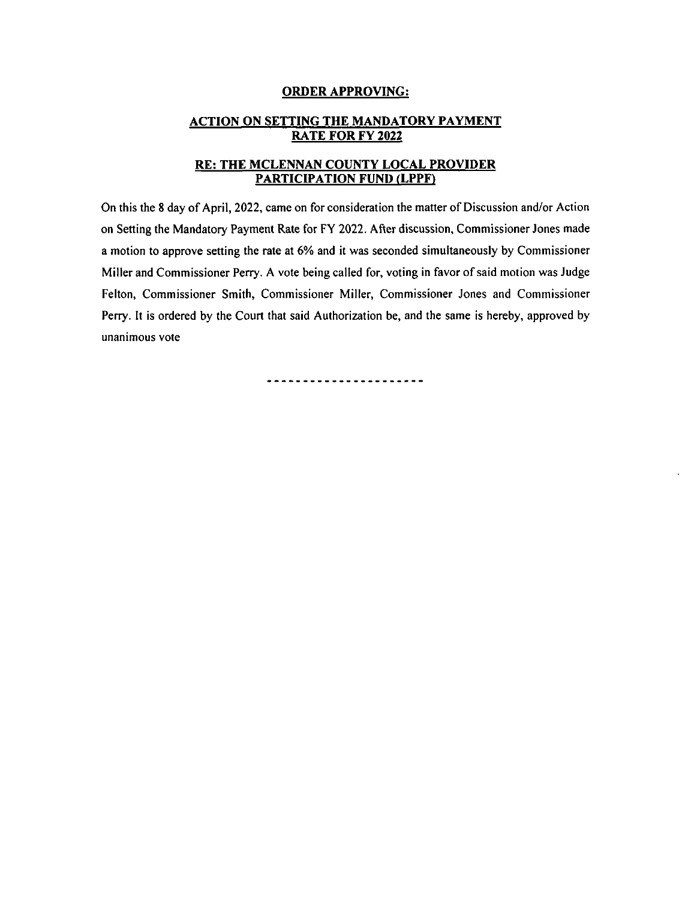**ORDER APPROVING:**

**ACTION ON SETTING THE MANDATORY PAYMENT RATE FOR FY 2022**

**RE: THE MCLENNAN COUNTY LOCAL PROVIDER PARTICIPATION FUND (LPPF)**

On this the 8 day of April, 2022, came on for consideration the matter of Discussion and/or Action on Setting the Mandatory Payment Rate for FY 2022. After discussion, Commissioner Jones made a motion to approve setting the rate at 6% and it was seconded simultaneously by Commissioner Miller and Commissioner Perry. A vote being called for, voting in favor of said motion was Judge Felton, Commissioner Smith, Commissioner Miller, Commissioner Jones and Commissioner Perry. It is ordered by the Court that said Authorization be, and the same is hereby, approved by unanimous vote

---------------------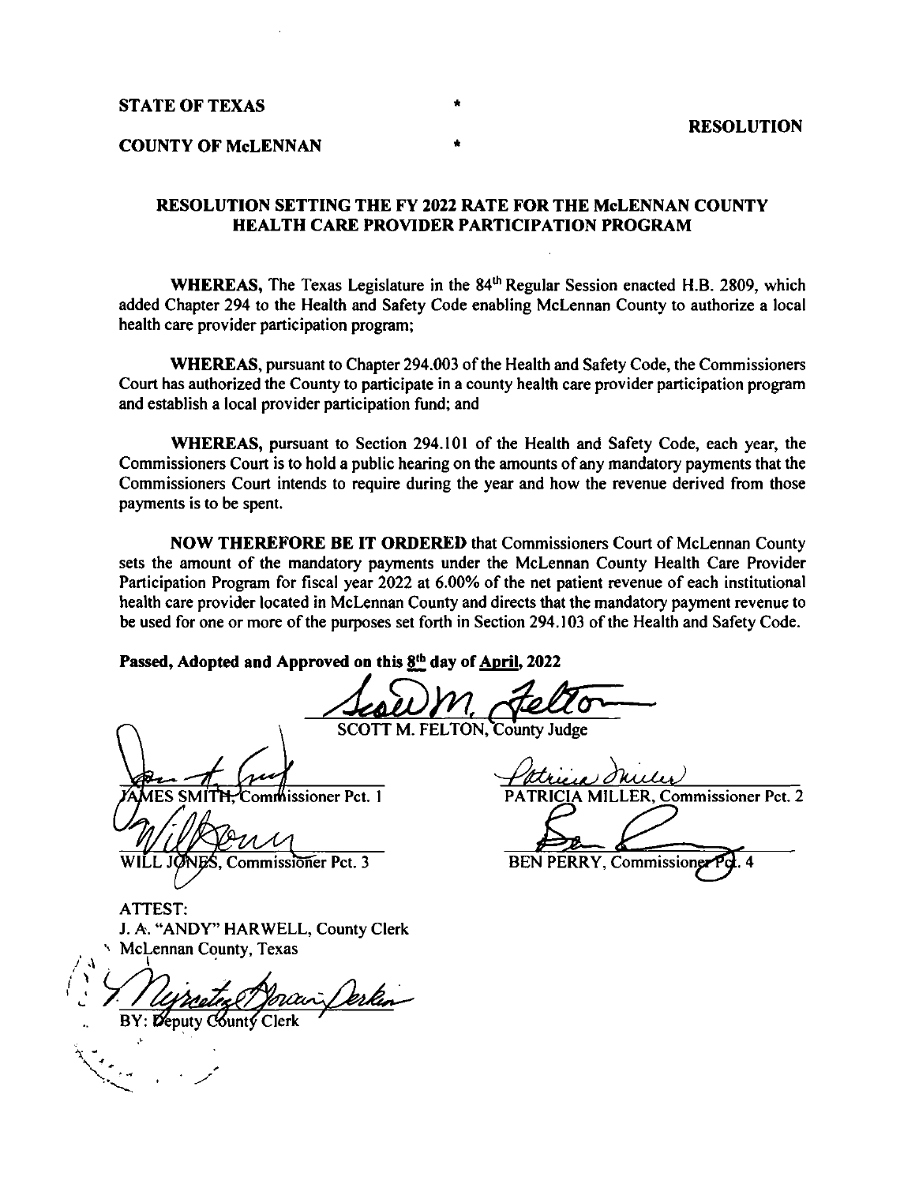**STATE OF TEXAS** *

**RESOLUTION**

**COUNTY OF McLENNAN** *

**RESOLUTION SETTING THE FY 2022 RATE FOR THE McLENNAN COUNTY HEALTH CARE PROVIDER PARTICIPATION PROGRAM**

**WHEREAS,** The Texas Legislature in the 84th Regular Session enacted H.B. 2809, which added Chapter 294 to the Health and Safety Code enabling McLennan County to authorize a local health care provider participation program;

**WHEREAS,** pursuant to Chapter 294.003 of the Health and Safety Code, the Commissioners Court has authorized the County to participate in a county health care provider participation program and establish a local provider participation fund; and

**WHEREAS,** pursuant to Section 294.101 of the Health and Safety Code, each year, the Commissioners Court is to hold a public hearing on the amounts of any mandatory payments that the Commissioners Court intends to require during the year and how the revenue derived from those payments is to be spent.

**NOW THEREFORE BE IT ORDERED** that Commissioners Court of McLennan County sets the amount of the mandatory payments under the McLennan County Health Care Provider Participation Program for fiscal year 2022 at 6.00% of the net patient revenue of each institutional health care provider located in McLennan County and directs that the mandatory payment revenue to be used for one or more of the purposes set forth in Section 294.103 of the Health and Safety Code.

**Passed, Adopted and Approved on this 8th day of April, 2022**

SCOTT M. FELTON, County Judge

JAMES SMITH, Commissioner Pct. 1

PATRICIA MILLER, Commissioner Pct. 2

WILL JONES, Commissioner Pct. 3

BEN PERRY, Commissioner Pct. 4

ATTEST:
J. A. "ANDY" HARWELL, County Clerk
McLennan County, Texas

BY: Deputy County Clerk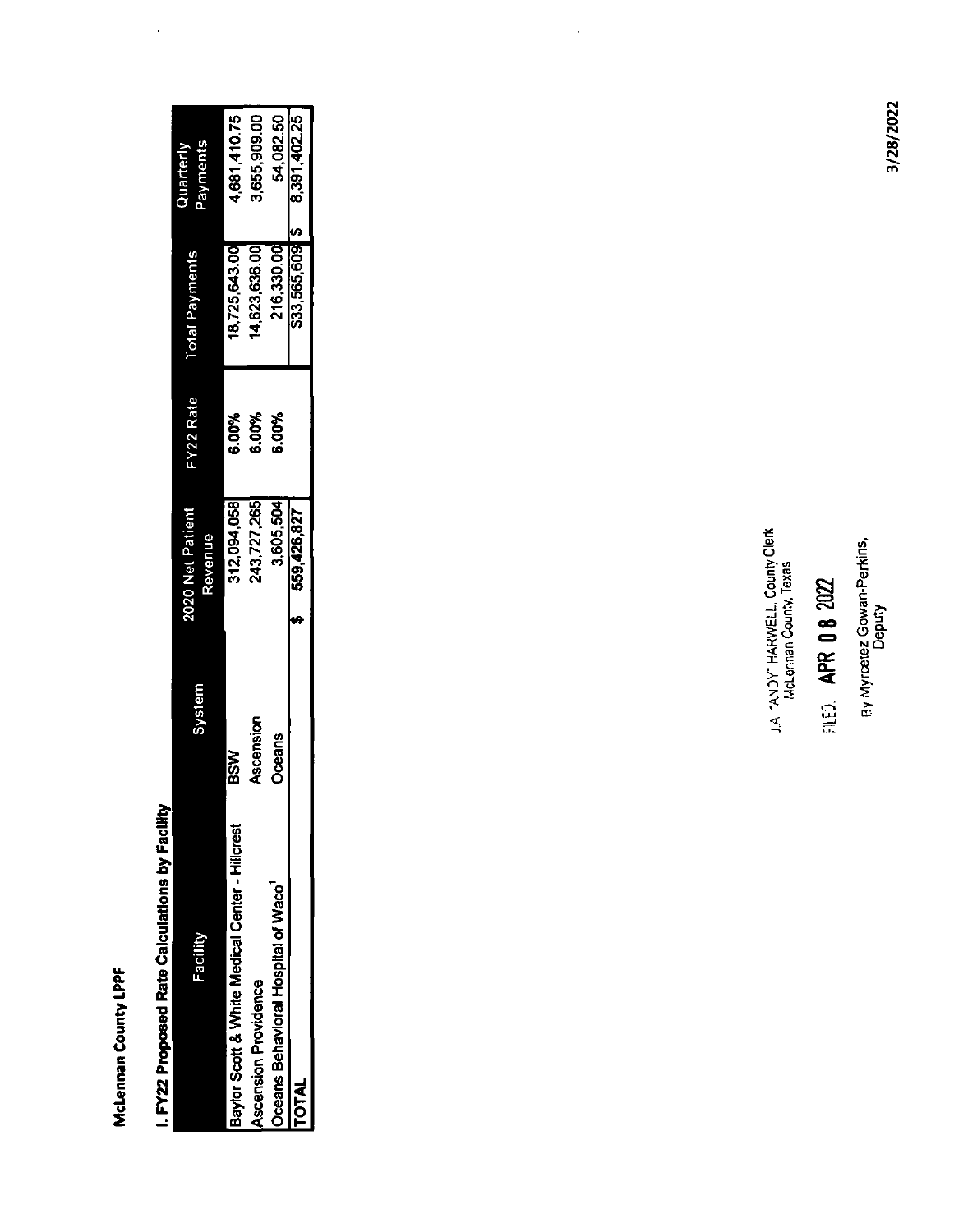**McLennan County LPPF**

**I. FY22 Proposed Rate Calculations by Facility**

| Facility | System | 2020 Net Patient Revenue | FY22 Rate | Total Payments | Quarterly Payments |
|---|---|---|---|---|---|
| Baylor Scott & White Medical Center - Hillcrest | BSW | 312,094,058 | 6.00% | 18,725,643.00 | 4,681,410.75 |
| Ascension Providence | Ascension | 243,727,265 | 6.00% | 14,623,636.00 | 3,655,909.00 |
| Oceans Behavioral Hospital of Waco[1] | Oceans | 3,605,504 | 6.00% | 216,330.00 | 54,082.50 |
| TOTAL | | $ 559,426,827 | | $33,565,609 | $ 8,391,402.25 |

J.A. "ANDY" HARWELL, County Clerk
McLennan County, Texas

FILED APR 08 2022

By Myrcetez Gowan-Perkins, Deputy

3/28/2022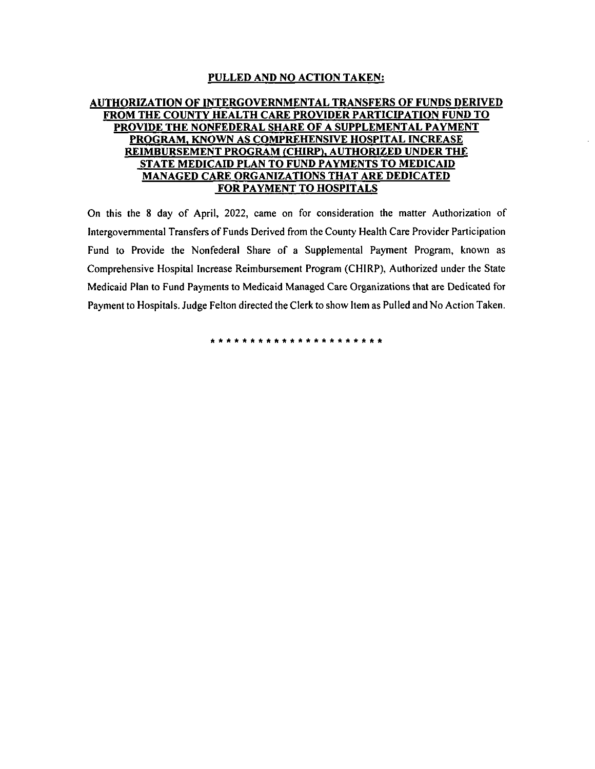**PULLED AND NO ACTION TAKEN:**

**AUTHORIZATION OF INTERGOVERNMENTAL TRANSFERS OF FUNDS DERIVED FROM THE COUNTY HEALTH CARE PROVIDER PARTICIPATION FUND TO PROVIDE THE NONFEDERAL SHARE OF A SUPPLEMENTAL PAYMENT PROGRAM, KNOWN AS COMPREHENSIVE HOSPITAL INCREASE REIMBURSEMENT PROGRAM (CHIRP), AUTHORIZED UNDER THE STATE MEDICAID PLAN TO FUND PAYMENTS TO MEDICAID MANAGED CARE ORGANIZATIONS THAT ARE DEDICATED FOR PAYMENT TO HOSPITALS**

On this the 8 day of April, 2022, came on for consideration the matter Authorization of Intergovernmental Transfers of Funds Derived from the County Health Care Provider Participation Fund to Provide the Nonfederal Share of a Supplemental Payment Program, known as Comprehensive Hospital Increase Reimbursement Program (CHIRP), Authorized under the State Medicaid Plan to Fund Payments to Medicaid Managed Care Organizations that are Dedicated for Payment to Hospitals. Judge Felton directed the Clerk to show Item as Pulled and No Action Taken.

\* \* \* \* \* \* \* \* \* \* \* \* \* \* \* \* \* \* \* \* \* \* \*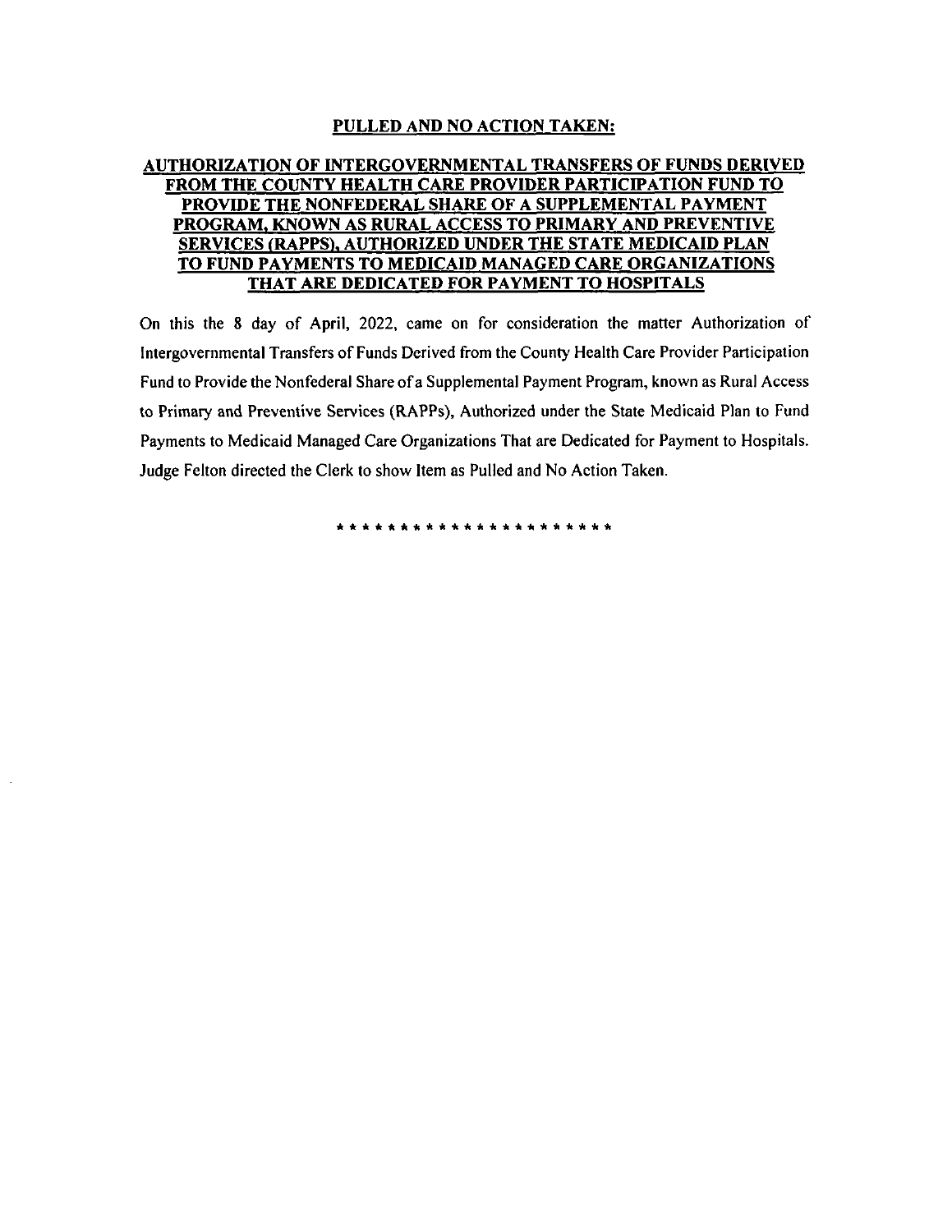**PULLED AND NO ACTION TAKEN:**

**AUTHORIZATION OF INTERGOVERNMENTAL TRANSFERS OF FUNDS DERIVED FROM THE COUNTY HEALTH CARE PROVIDER PARTICIPATION FUND TO PROVIDE THE NONFEDERAL SHARE OF A SUPPLEMENTAL PAYMENT PROGRAM, KNOWN AS RURAL ACCESS TO PRIMARY AND PREVENTIVE SERVICES (RAPPS), AUTHORIZED UNDER THE STATE MEDICAID PLAN TO FUND PAYMENTS TO MEDICAID MANAGED CARE ORGANIZATIONS THAT ARE DEDICATED FOR PAYMENT TO HOSPITALS**

On this the 8 day of April, 2022, came on for consideration the matter Authorization of Intergovernmental Transfers of Funds Derived from the County Health Care Provider Participation Fund to Provide the Nonfederal Share of a Supplemental Payment Program, known as Rural Access to Primary and Preventive Services (RAPPs), Authorized under the State Medicaid Plan to Fund Payments to Medicaid Managed Care Organizations That are Dedicated for Payment to Hospitals. Judge Felton directed the Clerk to show Item as Pulled and No Action Taken.

* * * * * * * * * * * * * * * * * * * * * * *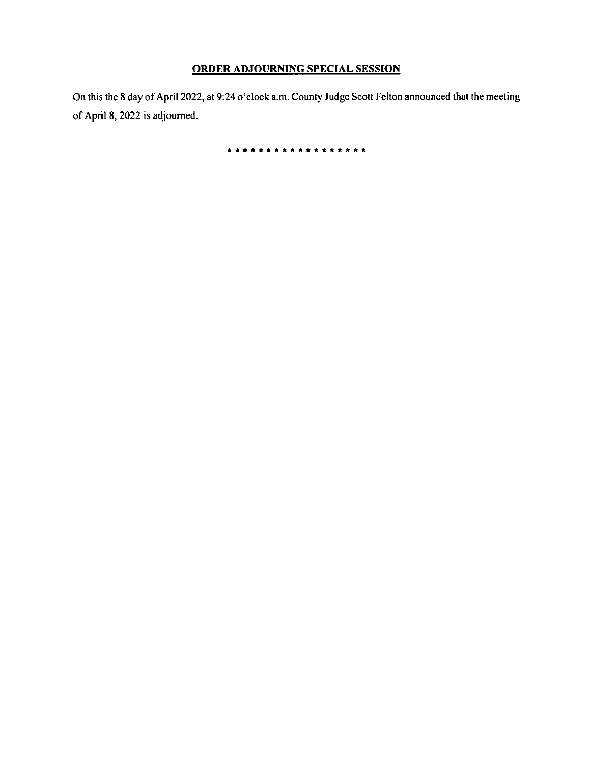**ORDER ADJOURNING SPECIAL SESSION**

On this the 8 day of April 2022, at 9:24 o'clock a.m. County Judge Scott Felton announced that the meeting of April 8, 2022 is adjourned.

* * * * * * * * * * * * * * * * * * *